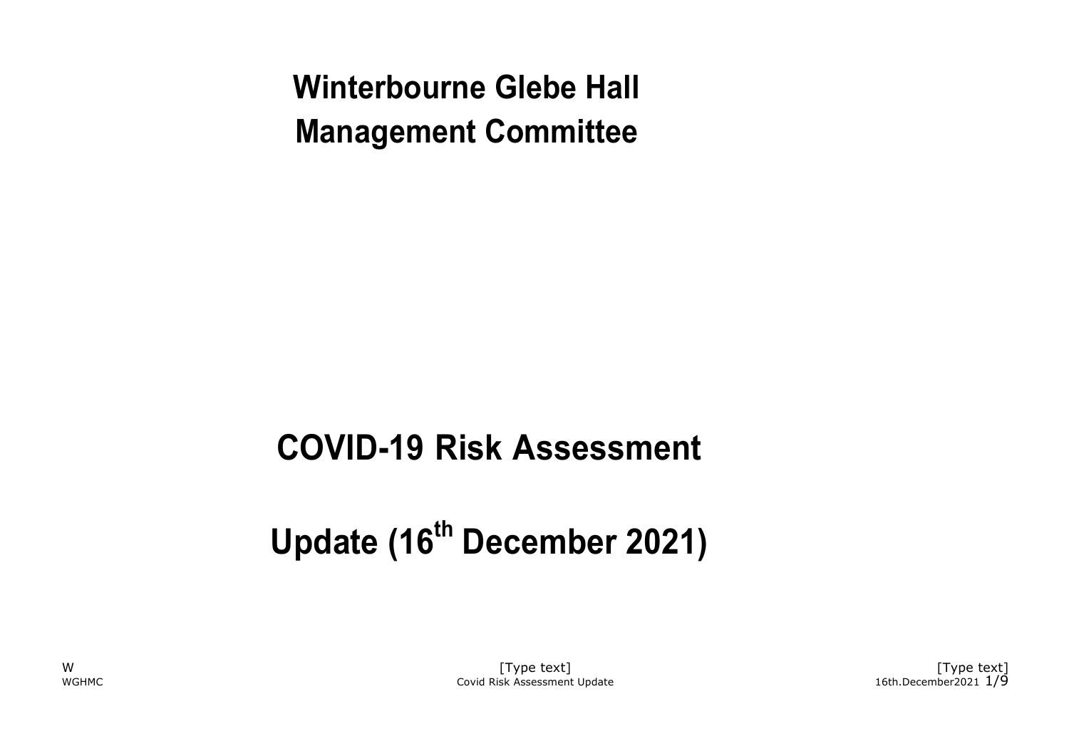# Winterbourne Glebe Hall Management Committee

# COVID-19 Risk Assessment

# Update (16th December 2021)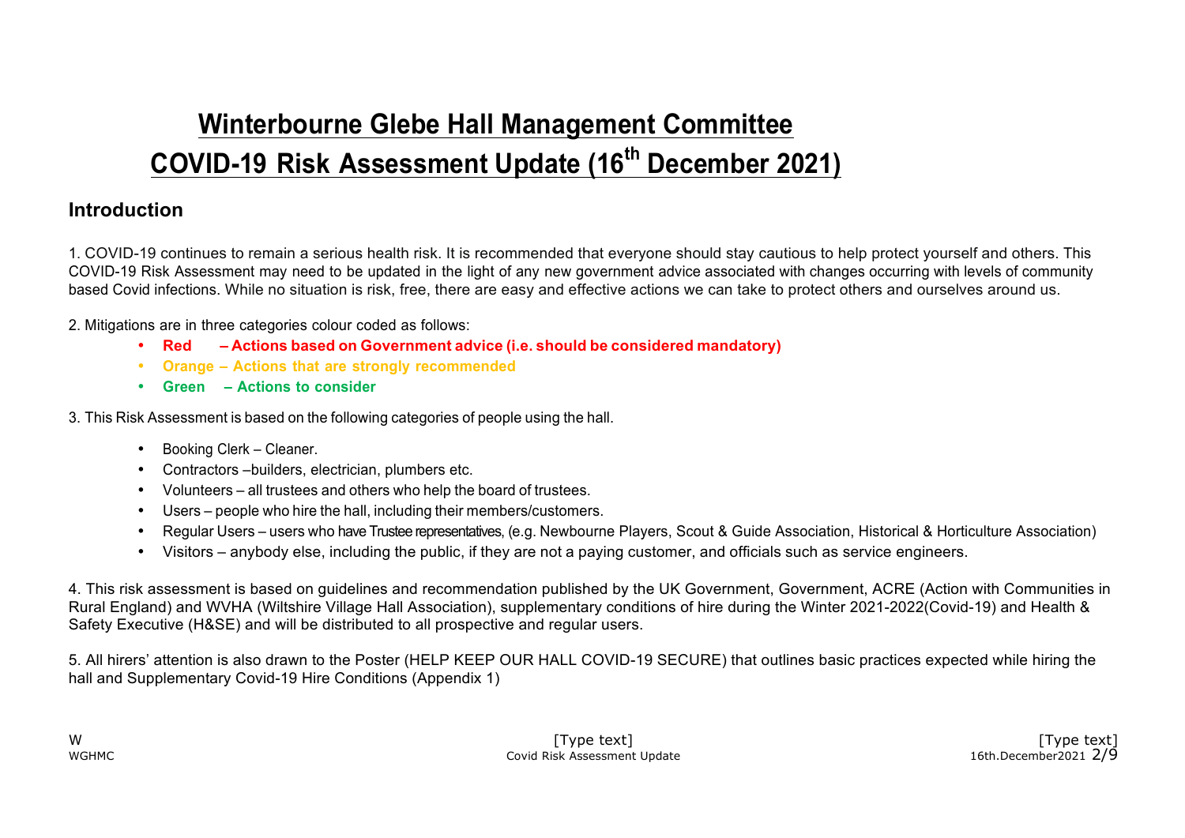# Winterbourne Glebe Hall Management Committee

# COVID-19 Risk Assessment Update (16th December 2021)

## Introduction

1. COVID-19 continues to remain a serious health risk. It is recommended that everyone should stay cautious to help protect yourself and others. This COVID-19 Risk Assessment may need to be updated in the light of any new government advice associated with changes occurring with levels of community based Covid infections. While no situation is risk, free, there are easy and effective actions we can take to protect others and ourselves around us.

2. Mitigations are in three categories colour coded as follows:

- **Red – Actions based on Government advice (i.e. should be considered mandatory)**
- **Orange – Actions that are strongly recommended**
- **Green – Actions to consider**

3. This Risk Assessment is based on the following categories of people using the hall.

- Booking Clerk – Cleaner.
- Contractors –builders, electrician, plumbers etc.
- Volunteers – all trustees and others who help the board of trustees.
- Users – people who hire the hall, including their members/customers.
- Regular Users – users who have Trustee representatives, (e.g. Newbourne Players, Scout & Guide Association, Historical & Horticulture Association)
- Visitors – anybody else, including the public, if they are not a paying customer, and officials such as service engineers.

4. This risk assessment is based on guidelines and recommendation published by the UK Government, Government, ACRE (Action with Communities in Rural England) and WVHA (Wiltshire Village Hall Association), supplementary conditions of hire during the Winter 2021-2022(Covid-19) and Health & Safety Executive (H&SE) and will be distributed to all prospective and regular users.

5. All hirers' attention is also drawn to the Poster (HELP KEEP OUR HALL COVID-19 SECURE) that outlines basic practices expected while hiring the hall and Supplementary Covid-19 Hire Conditions (Appendix 1)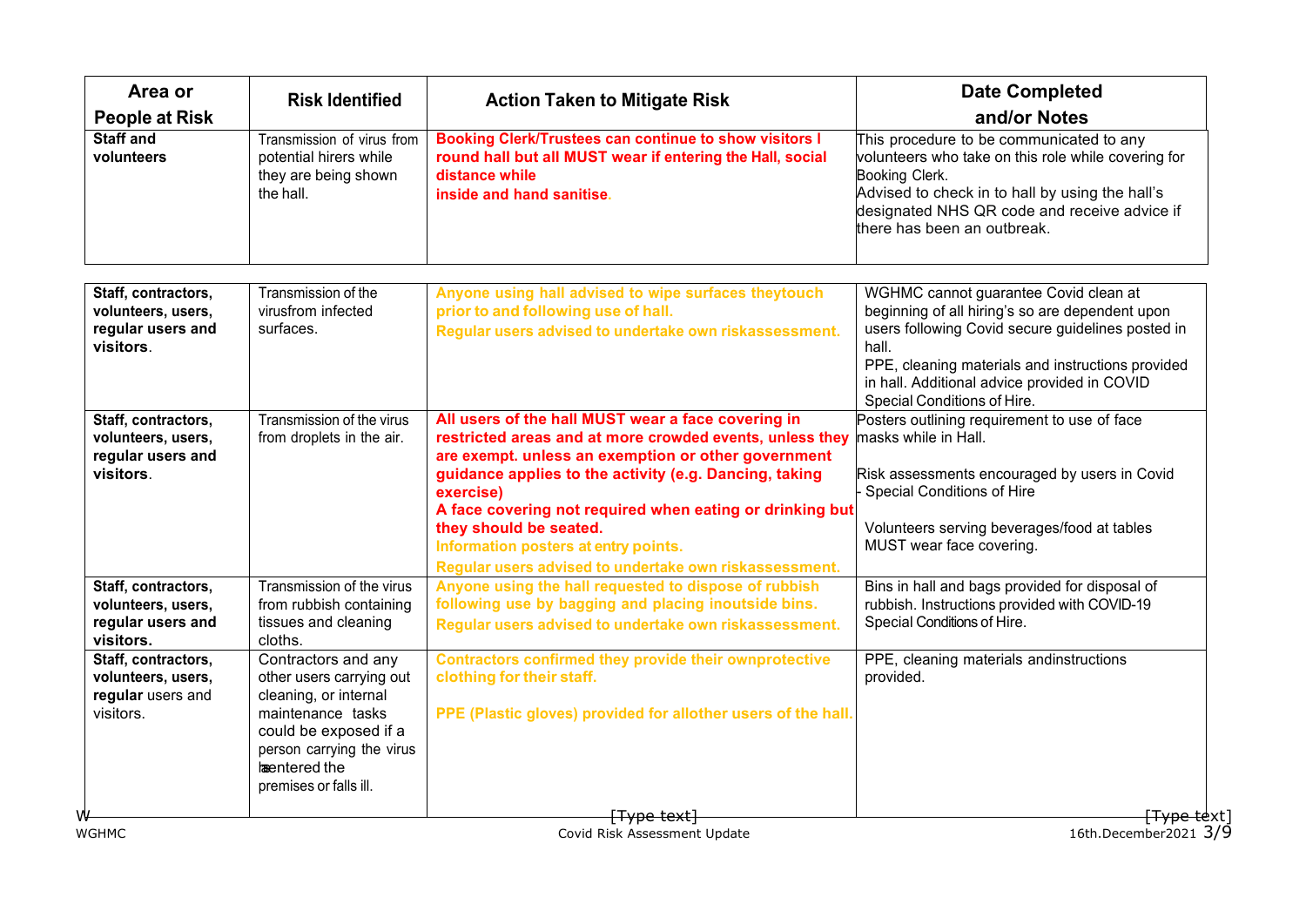| Area or People at Risk | Risk Identified | Action Taken to Mitigate Risk | Date Completed and/or Notes |
|---|---|---|---|
| **Staff and volunteers** | Transmission of virus from potential hirers while they are being shown the hall. | **Booking Clerk/Trustees can continue to show visitors I round hall but all MUST wear if entering the Hall, social distance while inside and hand sanitise.** | This procedure to be communicated to any volunteers who take on this role while covering for Booking Clerk. Advised to check in to hall by using the hall's designated NHS QR code and receive advice if there has been an outbreak. |
| **Staff, contractors, volunteers, users, regular users and visitors**. | Transmission of the virusfrom infected surfaces. | **Anyone using hall advised to wipe surfaces theytouch prior to and following use of hall.** **Regular users advised to undertake own riskassessment.** | WGHMC cannot guarantee Covid clean at beginning of all hiring's so are dependent upon users following Covid secure guidelines posted in hall. PPE, cleaning materials and instructions provided in hall. Additional advice provided in COVID Special Conditions of Hire. |
| **Staff, contractors, volunteers, users, regular users and visitors**. | Transmission of the virus from droplets in the air. | **All users of the hall MUST wear a face covering in restricted areas and at more crowded events, unless they are exempt. unless an exemption or other government guidance applies to the activity (e.g. Dancing, taking exercise)** **A face covering not required when eating or drinking but they should be seated.** **Information posters at entry points.** **Regular users advised to undertake own riskassessment.** | Posters outlining requirement to use of face masks while in Hall. Risk assessments encouraged by users in Covid - Special Conditions of Hire Volunteers serving beverages/food at tables MUST wear face covering. |
| **Staff, contractors, volunteers, users, regular users and visitors.** | Transmission of the virus from rubbish containing tissues and cleaning cloths. | **Anyone using the hall requested to dispose of rubbish following use by bagging and placing inoutside bins.** **Regular users advised to undertake own riskassessment.** | Bins in hall and bags provided for disposal of rubbish. Instructions provided with COVID-19 Special Conditions of Hire. |
| **Staff, contractors, volunteers, users, regular** users and visitors. | Contractors and any other users carrying out cleaning, or internal maintenance tasks could be exposed if a person carrying the virus has entered the premises or falls ill. | **Contractors confirmed they provide their ownprotective clothing for their staff.** **PPE (Plastic gloves) provided for allother users of the hall.** | PPE, cleaning materials andinstructions provided. |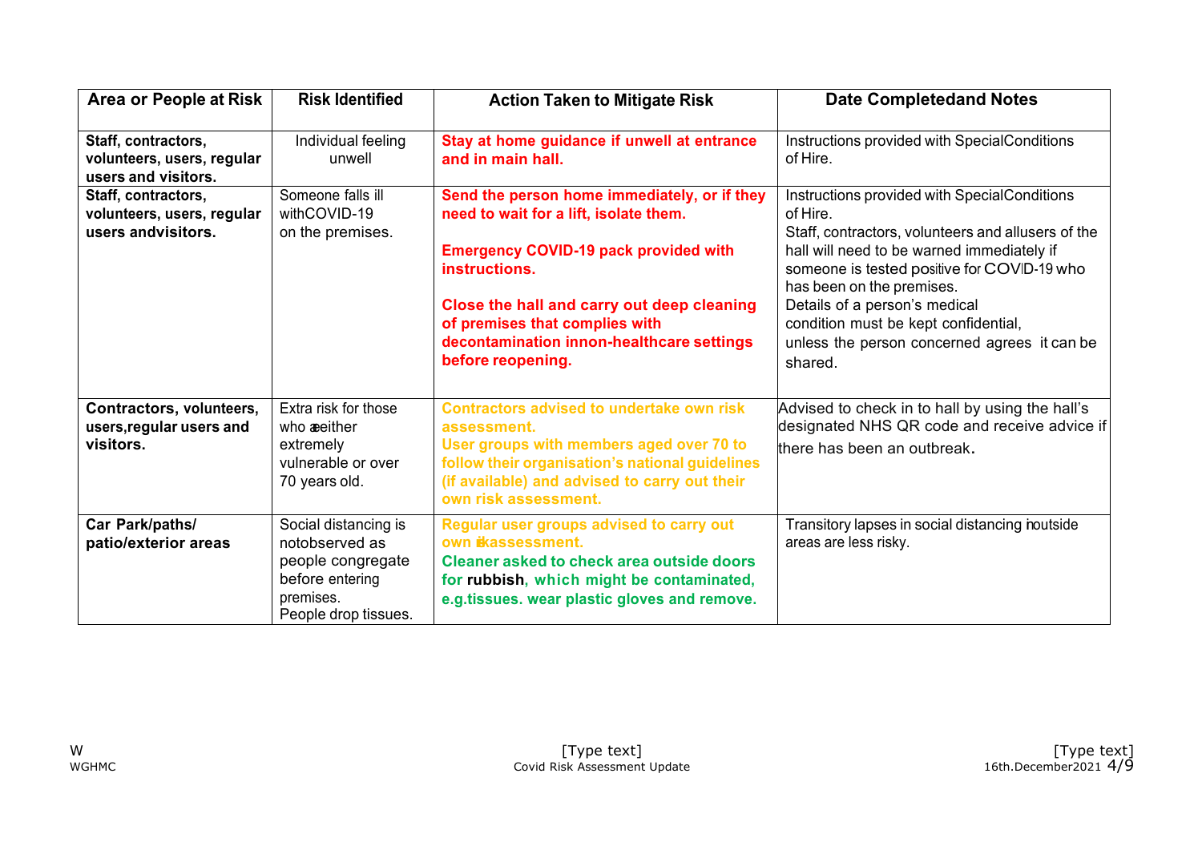| Area or People at Risk | Risk Identified | Action Taken to Mitigate Risk | Date Completedand Notes |
|---|---|---|---|
| **Staff, contractors, volunteers, users, regular users and visitors.** | Individual feeling unwell | **Stay at home guidance if unwell at entrance and in main hall.** | Instructions provided with SpecialConditions of Hire. |
| **Staff, contractors, volunteers, users, regular users andvisitors.** | Someone falls ill withCOVID-19 on the premises. | **Send the person home immediately, or if they need to wait for a lift, isolate them.** <br><br> **Emergency COVID-19 pack provided with instructions.** <br><br> **Close the hall and carry out deep cleaning of premises that complies with decontamination innon-healthcare settings before reopening.** | Instructions provided with SpecialConditions of Hire. <br> Staff, contractors, volunteers and allusers of the hall will need to be warned immediately if someone is tested positive for COVID-19 who has been on the premises. <br> Details of a person's medical condition must be kept confidential, unless the person concerned agrees it can be shared. |
| **Contractors, volunteers, users,regular users and visitors.** | Extra risk for those who areeither extremely vulnerable or over 70 years old. | **Contractors advised to undertake own risk assessment.** <br> **User groups with members aged over 70 to follow their organisation's national guidelines (if available) and advised to carry out their own risk assessment.** | Advised to check in to hall by using the hall's designated NHS QR code and receive advice if there has been an outbreak. |
| **Car Park/paths/ patio/exterior areas** | Social distancing is notobserved as people congregate before entering premises. <br> People drop tissues. | **Regular user groups advised to carry out own riskassessment.** <br> **Cleaner asked to check area outside doors for rubbish, which might be contaminated, e.g.tissues. wear plastic gloves and remove.** | Transitory lapses in social distancing inoutside areas are less risky. |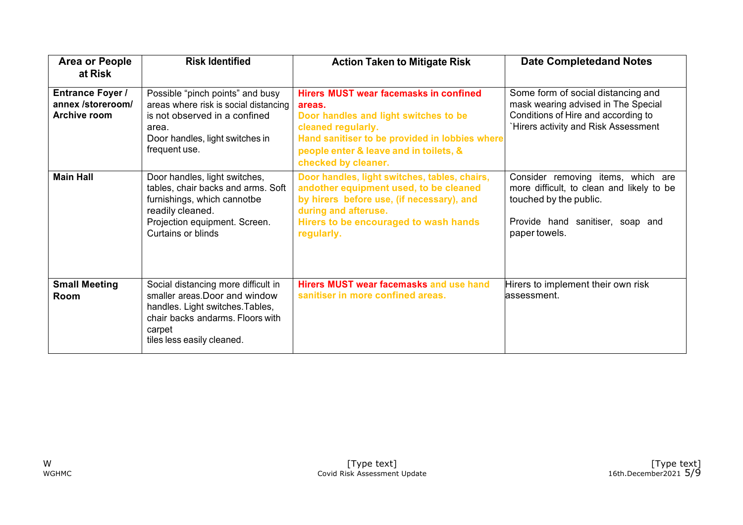| Area or People at Risk | Risk Identified | Action Taken to Mitigate Risk | Date Completedand Notes |
|---|---|---|---|
| **Entrance Foyer / annex /storeroom/ Archive room** | Possible “pinch points” and busy areas where risk is social distancing is not observed in a confined area.<br>Door handles, light switches in frequent use. | **Hirers MUST wear facemasks in confined areas.**<br>**Door handles and light switches to be cleaned regularly.**<br>**Hand sanitiser to be provided in lobbies where people enter & leave and in toilets, & checked by cleaner.** | Some form of social distancing and mask wearing advised in The Special Conditions of Hire and according to `Hirers activity and Risk Assessment |
| **Main Hall** | Door handles, light switches, tables, chair backs and arms. Soft furnishings, which cannotbe readily cleaned.<br>Projection equipment. Screen.<br>Curtains or blinds | **Door handles, light switches, tables, chairs, andother equipment used, to be cleaned by hirers before use, (if necessary), and during and afteruse.**<br>**Hirers to be encouraged to wash hands regularly.** | Consider removing items, which are more difficult, to clean and likely to be touched by the public.<br><br>Provide hand sanitiser, soap and paper towels. |
| **Small Meeting Room** | Social distancing more difficult in smaller areas.Door and window handles. Light switches.Tables, chair backs andarms. Floors with carpet<br>tiles less easily cleaned. | **Hirers MUST wear facemasks and use hand sanitiser in more confined areas.** | Hirers to implement their own risk assessment. |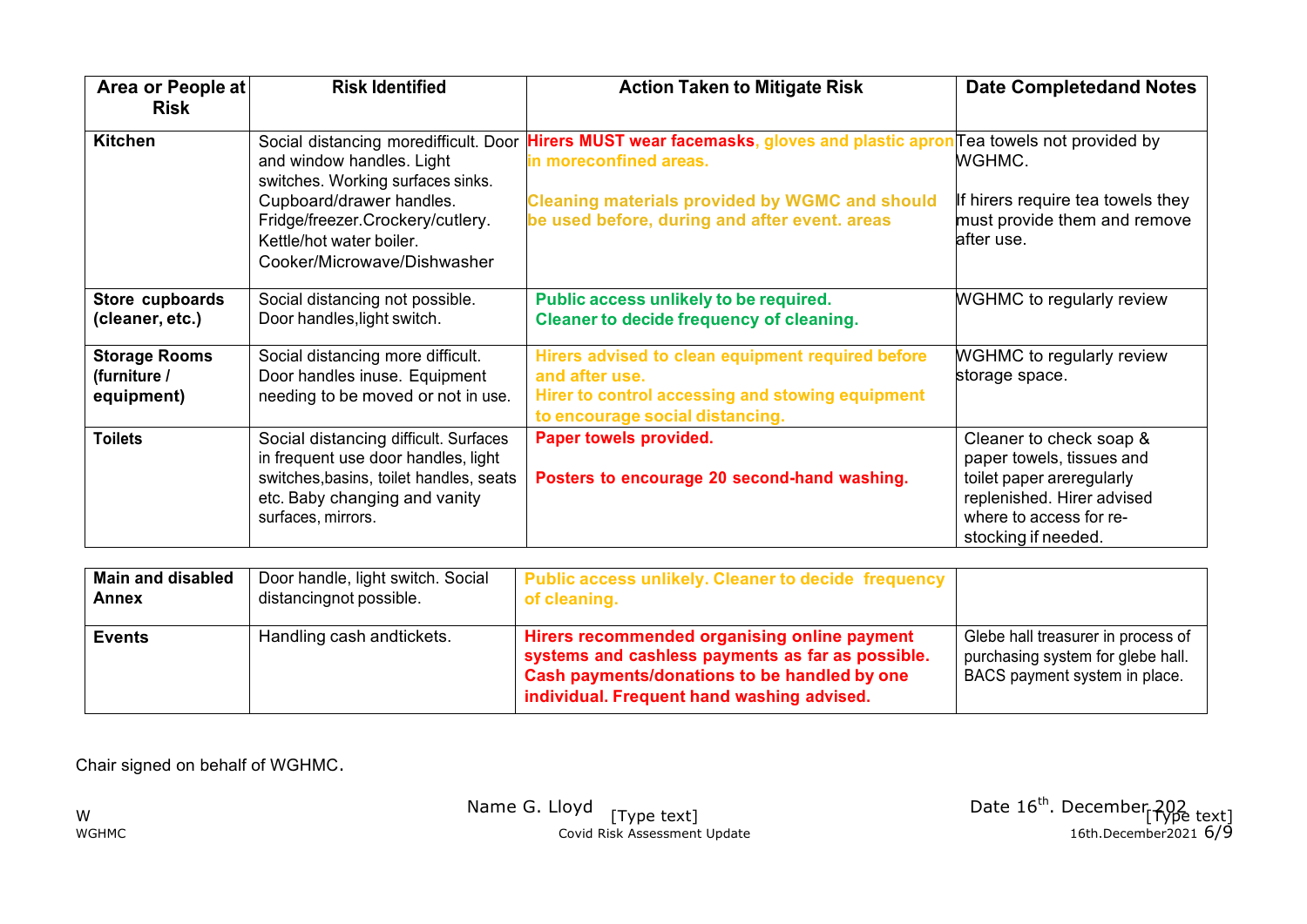| Area or People at Risk | Risk Identified | Action Taken to Mitigate Risk | Date Completedand Notes |
| --- | --- | --- | --- |
| **Kitchen** | Social distancing moredifficult. Door and window handles. Light switches. Working surfaces sinks. Cupboard/drawer handles. Fridge/freezer.Crockery/cutlery. Kettle/hot water boiler. Cooker/Microwave/Dishwasher | **Hirers MUST wear facemasks, gloves and plastic apron in moreconfined areas.**<br><br>**Cleaning materials provided by WGMC and should be used before, during and after event. areas** | Tea towels not provided by WGHMC.<br><br>If hirers require tea towels they must provide them and remove after use. |
| **Store cupboards (cleaner, etc.)** | Social distancing not possible. Door handles,light switch. | **Public access unlikely to be required. Cleaner to decide frequency of cleaning.** | WGHMC to regularly review |
| **Storage Rooms (furniture / equipment)** | Social distancing more difficult. Door handles inuse. Equipment needing to be moved or not in use. | **Hirers advised to clean equipment required before and after use. Hirer to control accessing and stowing equipment to encourage social distancing.** | WGHMC to regularly review storage space. |
| **Toilets** | Social distancing difficult. Surfaces in frequent use door handles, light switches,basins, toilet handles, seats etc. Baby changing and vanity surfaces, mirrors. | **Paper towels provided.**<br><br>**Posters to encourage 20 second-hand washing.** | Cleaner to check soap & paper towels, tissues and toilet paper areregularly replenished. Hirer advised where to access for re-stocking if needed. |
| **Main and disabled Annex** | Door handle, light switch. Social distancingnot possible. | **Public access unlikely. Cleaner to decide frequency of cleaning.** | |
| **Events** | Handling cash andtickets. | **Hirers recommended organising online payment systems and cashless payments as far as possible. Cash payments/donations to be handled by one individual. Frequent hand washing advised.** | Glebe hall treasurer in process of purchasing system for glebe hall. BACS payment system in place. |

Chair signed on behalf of WGHMC.

Name G. Lloyd

Date 16th. December 202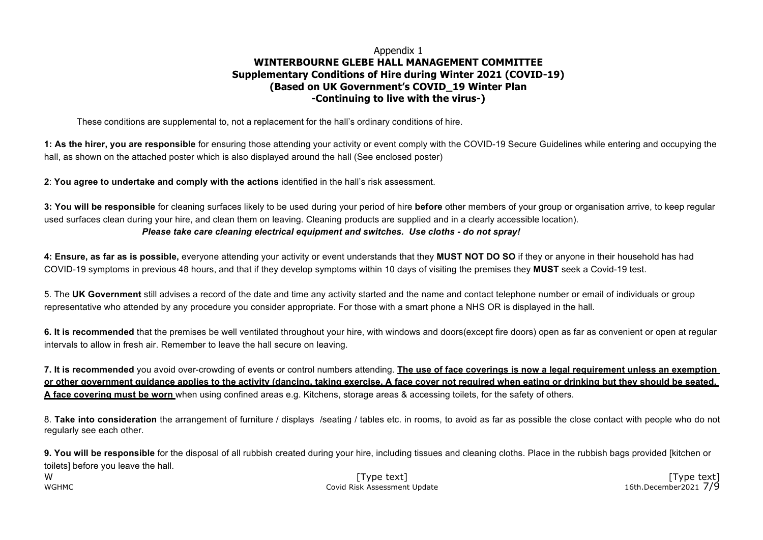Appendix 1

# WINTERBOURNE GLEBE HALL MANAGEMENT COMMITTEE

## Supplementary Conditions of Hire during Winter 2021 (COVID-19)

## (Based on UK Government's COVID_19 Winter Plan

## -Continuing to live with the virus-)

These conditions are supplemental to, not a replacement for the hall's ordinary conditions of hire.

**1: As the hirer, you are responsible** for ensuring those attending your activity or event comply with the COVID-19 Secure Guidelines while entering and occupying the hall, as shown on the attached poster which is also displayed around the hall (See enclosed poster)

**2**: **You agree to undertake and comply with the actions** identified in the hall's risk assessment.

**3: You will be responsible** for cleaning surfaces likely to be used during your period of hire **before** other members of your group or organisation arrive, to keep regular used surfaces clean during your hire, and clean them on leaving. Cleaning products are supplied and in a clearly accessible location).

***Please take care cleaning electrical equipment and switches. Use cloths - do not spray!***

**4: Ensure, as far as is possible,** everyone attending your activity or event understands that they **MUST NOT DO SO** if they or anyone in their household has had COVID-19 symptoms in previous 48 hours, and that if they develop symptoms within 10 days of visiting the premises they **MUST** seek a Covid-19 test.

5. The **UK Government** still advises a record of the date and time any activity started and the name and contact telephone number or email of individuals or group representative who attended by any procedure you consider appropriate. For those with a smart phone a NHS OR is displayed in the hall.

**6. It is recommended** that the premises be well ventilated throughout your hire, with windows and doors(except fire doors) open as far as convenient or open at regular intervals to allow in fresh air. Remember to leave the hall secure on leaving.

**7. It is recommended** you avoid over-crowding of events or control numbers attending. **<u>The use of face coverings is now a legal requirement unless an exemption or other government guidance applies to the activity (dancing, taking exercise. A face cover not required when eating or drinking but they should be seated. A face covering must be worn</u>** when using confined areas e.g. Kitchens, storage areas & accessing toilets, for the safety of others.

8. **Take into consideration** the arrangement of furniture / displays /seating / tables etc. in rooms, to avoid as far as possible the close contact with people who do not regularly see each other.

**9. You will be responsible** for the disposal of all rubbish created during your hire, including tissues and cleaning cloths. Place in the rubbish bags provided [kitchen or toilets] before you leave the hall.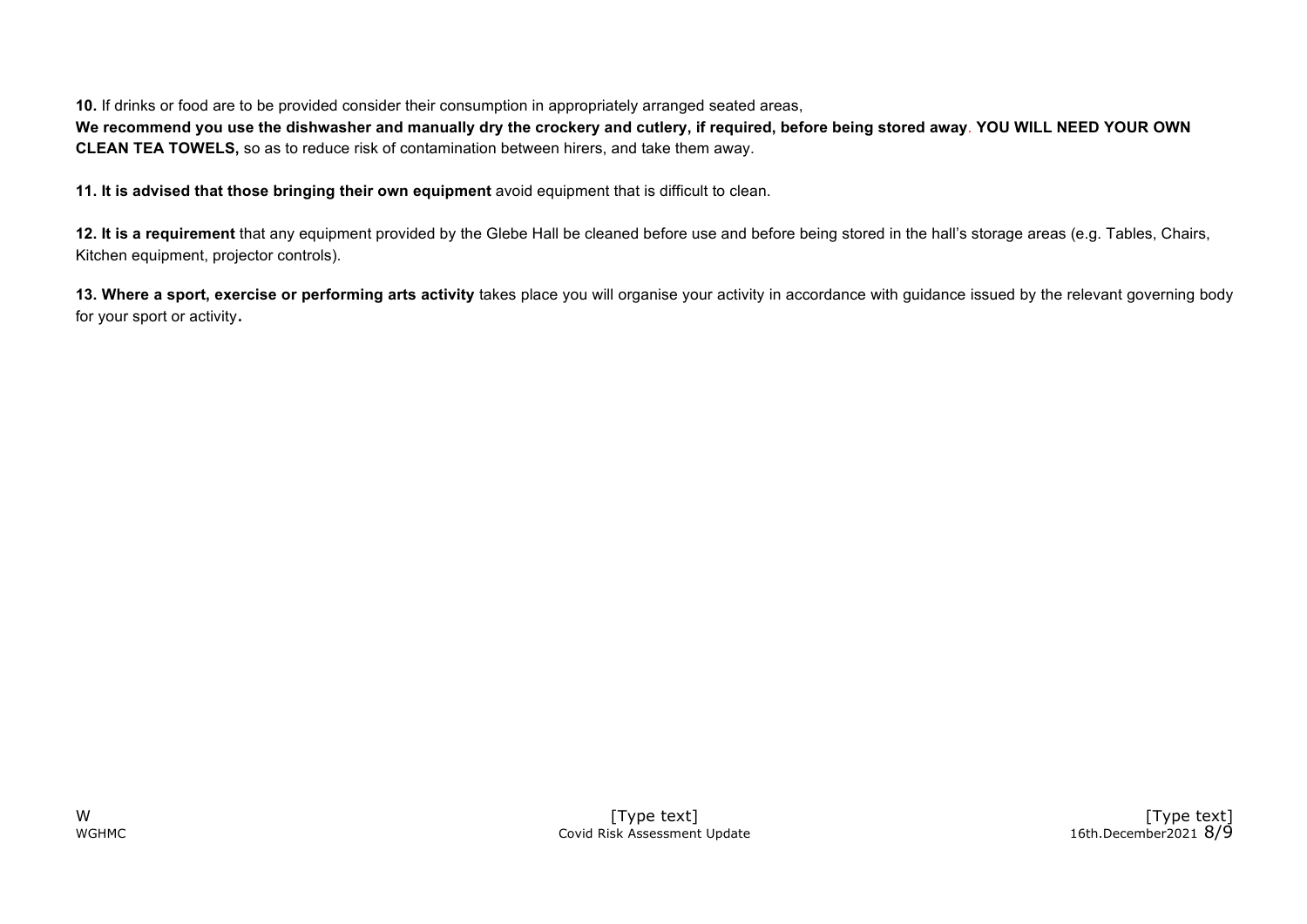**10.** If drinks or food are to be provided consider their consumption in appropriately arranged seated areas,
**We recommend you use the dishwasher and manually dry the crockery and cutlery, if required, before being stored away**. **YOU WILL NEED YOUR OWN CLEAN TEA TOWELS,** so as to reduce risk of contamination between hirers, and take them away.

**11. It is advised that those bringing their own equipment** avoid equipment that is difficult to clean.

**12. It is a requirement** that any equipment provided by the Glebe Hall be cleaned before use and before being stored in the hall's storage areas (e.g. Tables, Chairs, Kitchen equipment, projector controls).

**13. Where a sport, exercise or performing arts activity** takes place you will organise your activity in accordance with guidance issued by the relevant governing body for your sport or activity**.**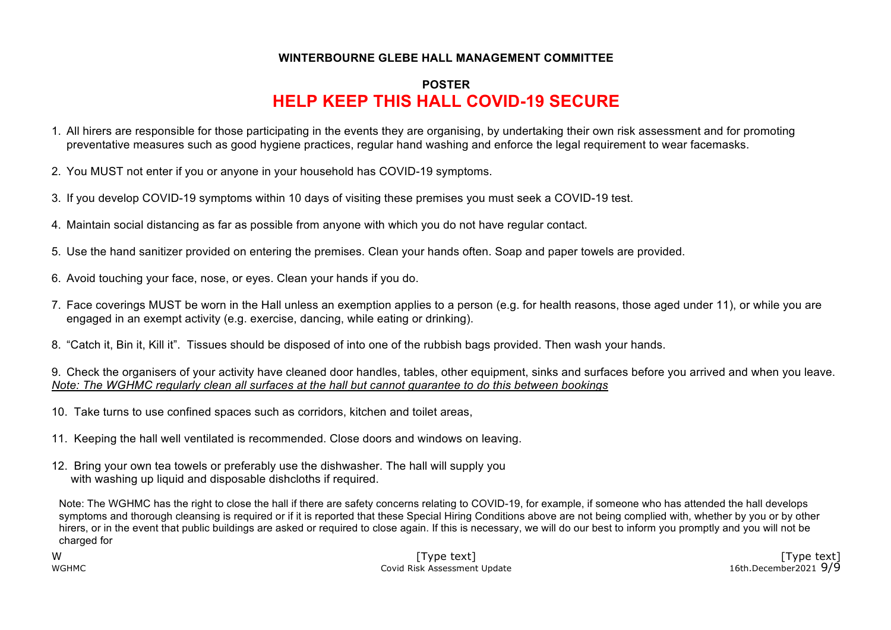**WINTERBOURNE GLEBE HALL MANAGEMENT COMMITTEE**

**POSTER**

# HELP KEEP THIS HALL COVID-19 SECURE

1. All hirers are responsible for those participating in the events they are organising, by undertaking their own risk assessment and for promoting preventative measures such as good hygiene practices, regular hand washing and enforce the legal requirement to wear facemasks.

2. You MUST not enter if you or anyone in your household has COVID-19 symptoms.

3. If you develop COVID-19 symptoms within 10 days of visiting these premises you must seek a COVID-19 test.

4. Maintain social distancing as far as possible from anyone with which you do not have regular contact.

5. Use the hand sanitizer provided on entering the premises. Clean your hands often. Soap and paper towels are provided.

6. Avoid touching your face, nose, or eyes. Clean your hands if you do.

7. Face coverings MUST be worn in the Hall unless an exemption applies to a person (e.g. for health reasons, those aged under 11), or while you are engaged in an exempt activity (e.g. exercise, dancing, while eating or drinking).

8. "Catch it, Bin it, Kill it". Tissues should be disposed of into one of the rubbish bags provided. Then wash your hands.

9. Check the organisers of your activity have cleaned door handles, tables, other equipment, sinks and surfaces before you arrived and when you leave.
*Note: The WGHMC regularly clean all surfaces at the hall but cannot guarantee to do this between bookings*

10. Take turns to use confined spaces such as corridors, kitchen and toilet areas,

11. Keeping the hall well ventilated is recommended. Close doors and windows on leaving.

12. Bring your own tea towels or preferably use the dishwasher. The hall will supply you with washing up liquid and disposable dishcloths if required.

Note: The WGHMC has the right to close the hall if there are safety concerns relating to COVID-19, for example, if someone who has attended the hall develops symptoms and thorough cleansing is required or if it is reported that these Special Hiring Conditions above are not being complied with, whether by you or by other hirers, or in the event that public buildings are asked or required to close again. If this is necessary, we will do our best to inform you promptly and you will not be charged for